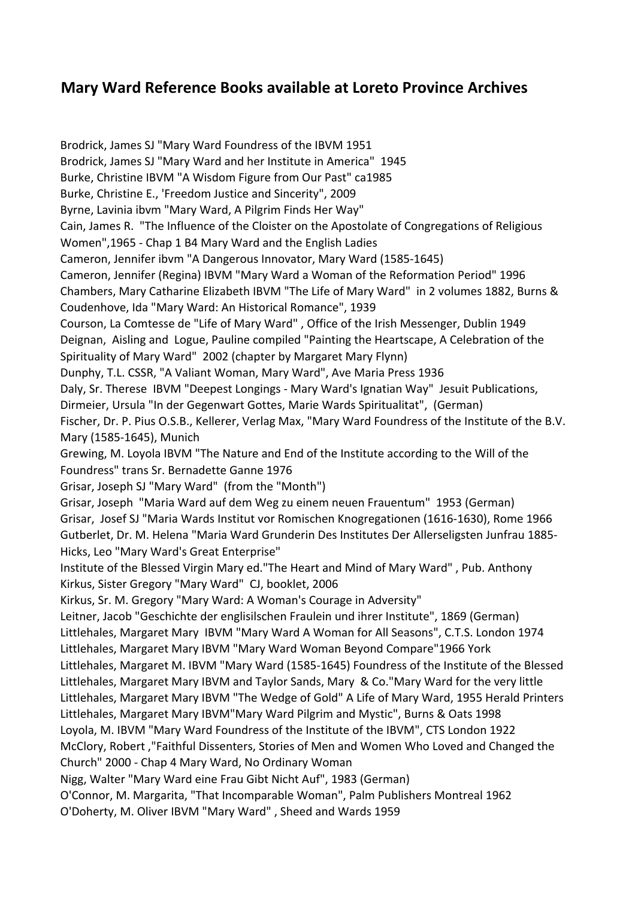# Mary Ward Reference Books available at Loreto Province Archives

Brodrick, James SJ "Mary Ward Foundress of the IBVM 1951
Brodrick, James SJ "Mary Ward and her Institute in America" 1945
Burke, Christine IBVM "A Wisdom Figure from Our Past" ca1985
Burke, Christine E., 'Freedom Justice and Sincerity", 2009
Byrne, Lavinia ibvm "Mary Ward, A Pilgrim Finds Her Way"
Cain, James R. "The Influence of the Cloister on the Apostolate of Congregations of Religious Women",1965 - Chap 1 B4 Mary Ward and the English Ladies
Cameron, Jennifer ibvm "A Dangerous Innovator, Mary Ward (1585-1645)
Cameron, Jennifer (Regina) IBVM "Mary Ward a Woman of the Reformation Period" 1996
Chambers, Mary Catharine Elizabeth IBVM "The Life of Mary Ward" in 2 volumes 1882, Burns &
Coudenhove, Ida "Mary Ward: An Historical Romance", 1939
Courson, La Comtesse de "Life of Mary Ward" , Office of the Irish Messenger, Dublin 1949
Deignan, Aisling and Logue, Pauline compiled "Painting the Heartscape, A Celebration of the Spirituality of Mary Ward" 2002 (chapter by Margaret Mary Flynn)
Dunphy, T.L. CSSR, "A Valiant Woman, Mary Ward", Ave Maria Press 1936
Daly, Sr. Therese IBVM "Deepest Longings - Mary Ward's Ignatian Way" Jesuit Publications,
Dirmeier, Ursula "In der Gegenwart Gottes, Marie Wards Spiritualitat", (German)
Fischer, Dr. P. Pius O.S.B., Kellerer, Verlag Max, "Mary Ward Foundress of the Institute of the B.V. Mary (1585-1645), Munich
Grewing, M. Loyola IBVM "The Nature and End of the Institute according to the Will of the Foundress" trans Sr. Bernadette Ganne 1976
Grisar, Joseph SJ "Mary Ward" (from the "Month")
Grisar, Joseph "Maria Ward auf dem Weg zu einem neuen Frauentum" 1953 (German)
Grisar, Josef SJ "Maria Wards Institut vor Romischen Knogregationen (1616-1630), Rome 1966
Gutberlet, Dr. M. Helena "Maria Ward Grunderin Des Institutes Der Allerseligsten Junfrau 1885-
Hicks, Leo "Mary Ward's Great Enterprise"
Institute of the Blessed Virgin Mary ed."The Heart and Mind of Mary Ward" , Pub. Anthony
Kirkus, Sister Gregory "Mary Ward" CJ, booklet, 2006
Kirkus, Sr. M. Gregory "Mary Ward: A Woman's Courage in Adversity"
Leitner, Jacob "Geschichte der englisilschen Fraulein und ihrer Institute", 1869 (German)
Littlehales, Margaret Mary IBVM "Mary Ward A Woman for All Seasons", C.T.S. London 1974
Littlehales, Margaret Mary IBVM "Mary Ward Woman Beyond Compare"1966 York
Littlehales, Margaret M. IBVM "Mary Ward (1585-1645) Foundress of the Institute of the Blessed
Littlehales, Margaret Mary IBVM and Taylor Sands, Mary & Co."Mary Ward for the very little
Littlehales, Margaret Mary IBVM "The Wedge of Gold" A Life of Mary Ward, 1955 Herald Printers
Littlehales, Margaret Mary IBVM"Mary Ward Pilgrim and Mystic", Burns & Oats 1998
Loyola, M. IBVM "Mary Ward Foundress of the Institute of the IBVM", CTS London 1922
McClory, Robert ,"Faithful Dissenters, Stories of Men and Women Who Loved and Changed the Church" 2000 - Chap 4 Mary Ward, No Ordinary Woman
Nigg, Walter "Mary Ward eine Frau Gibt Nicht Auf", 1983 (German)
O'Connor, M. Margarita, "That Incomparable Woman", Palm Publishers Montreal 1962
O'Doherty, M. Oliver IBVM "Mary Ward" , Sheed and Wards 1959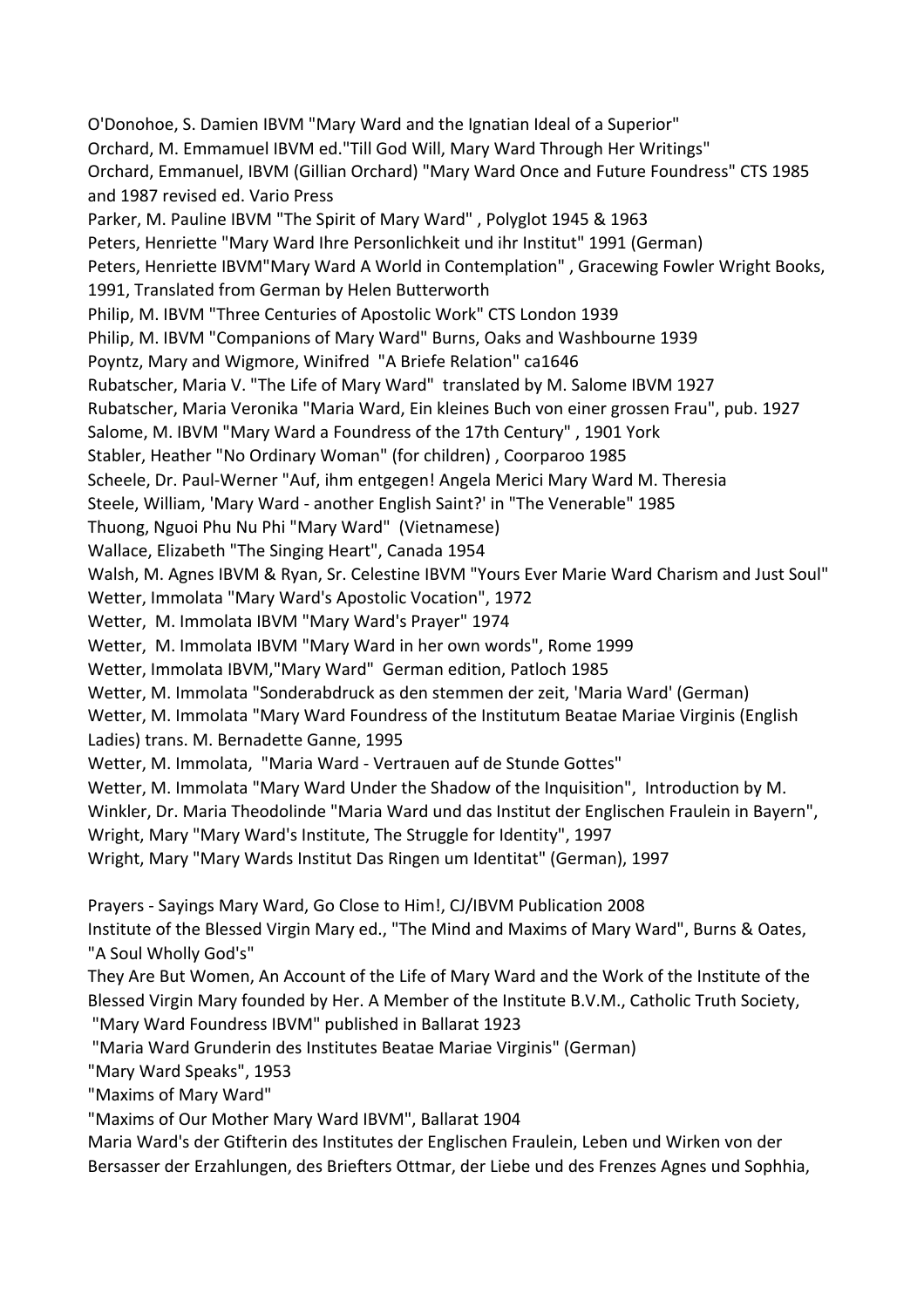O'Donohoe, S. Damien IBVM "Mary Ward and the Ignatian Ideal of a Superior"
Orchard, M. Emmamuel IBVM ed."Till God Will, Mary Ward Through Her Writings"
Orchard, Emmanuel, IBVM (Gillian Orchard) "Mary Ward Once and Future Foundress" CTS 1985 and 1987 revised ed. Vario Press
Parker, M. Pauline IBVM "The Spirit of Mary Ward" , Polyglot 1945 & 1963
Peters, Henriette "Mary Ward Ihre Personlichkeit und ihr Institut" 1991 (German)
Peters, Henriette IBVM"Mary Ward A World in Contemplation" , Gracewing Fowler Wright Books, 1991, Translated from German by Helen Butterworth
Philip, M. IBVM "Three Centuries of Apostolic Work" CTS London 1939
Philip, M. IBVM "Companions of Mary Ward" Burns, Oaks and Washbourne 1939
Poyntz, Mary and Wigmore, Winifred "A Briefe Relation" ca1646
Rubatscher, Maria V. "The Life of Mary Ward" translated by M. Salome IBVM 1927
Rubatscher, Maria Veronika "Maria Ward, Ein kleines Buch von einer grossen Frau", pub. 1927
Salome, M. IBVM "Mary Ward a Foundress of the 17th Century" , 1901 York
Stabler, Heather "No Ordinary Woman" (for children) , Coorparoo 1985
Scheele, Dr. Paul-Werner "Auf, ihm entgegen! Angela Merici Mary Ward M. Theresia
Steele, William, 'Mary Ward - another English Saint?' in "The Venerable" 1985
Thuong, Nguoi Phu Nu Phi "Mary Ward" (Vietnamese)
Wallace, Elizabeth "The Singing Heart", Canada 1954
Walsh, M. Agnes IBVM & Ryan, Sr. Celestine IBVM "Yours Ever Marie Ward Charism and Just Soul"
Wetter, Immolata "Mary Ward's Apostolic Vocation", 1972
Wetter, M. Immolata IBVM "Mary Ward's Prayer" 1974
Wetter, M. Immolata IBVM "Mary Ward in her own words", Rome 1999
Wetter, Immolata IBVM,"Mary Ward" German edition, Patloch 1985
Wetter, M. Immolata "Sonderabdruck as den stemmen der zeit, 'Maria Ward' (German)
Wetter, M. Immolata "Mary Ward Foundress of the Institutum Beatae Mariae Virginis (English Ladies) trans. M. Bernadette Ganne, 1995
Wetter, M. Immolata, "Maria Ward - Vertrauen auf de Stunde Gottes"
Wetter, M. Immolata "Mary Ward Under the Shadow of the Inquisition", Introduction by M.
Winkler, Dr. Maria Theodolinde "Maria Ward und das Institut der Englischen Fraulein in Bayern",
Wright, Mary "Mary Ward's Institute, The Struggle for Identity", 1997
Wright, Mary "Mary Wards Institut Das Ringen um Identitat" (German), 1997

Prayers - Sayings Mary Ward, Go Close to Him!, CJ/IBVM Publication 2008
Institute of the Blessed Virgin Mary ed., "The Mind and Maxims of Mary Ward", Burns & Oates,
"A Soul Wholly God's"
They Are But Women, An Account of the Life of Mary Ward and the Work of the Institute of the Blessed Virgin Mary founded by Her. A Member of the Institute B.V.M., Catholic Truth Society,
"Mary Ward Foundress IBVM" published in Ballarat 1923
"Maria Ward Grunderin des Institutes Beatae Mariae Virginis" (German)
"Mary Ward Speaks", 1953
"Maxims of Mary Ward"
"Maxims of Our Mother Mary Ward IBVM", Ballarat 1904
Maria Ward's der Gtifterin des Institutes der Englischen Fraulein, Leben und Wirken von der Bersasser der Erzahlungen, des Briefters Ottmar, der Liebe und des Frenzes Agnes und Sophhia,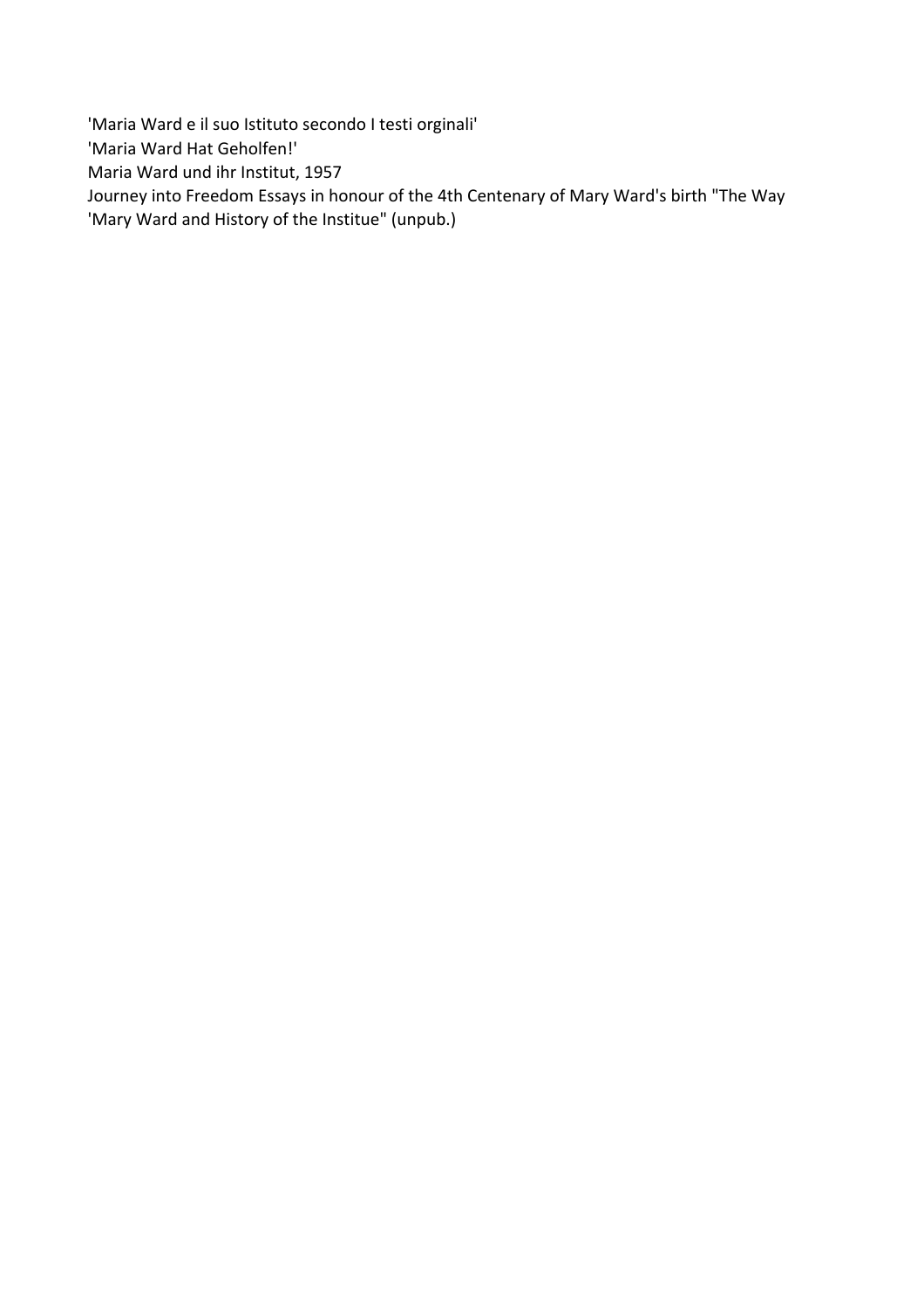'Maria Ward e il suo Istituto secondo I testi orginali'
'Maria Ward Hat Geholfen!'
Maria Ward und ihr Institut, 1957
Journey into Freedom Essays in honour of the 4th Centenary of Mary Ward's birth "The Way
'Mary Ward and History of the Institue" (unpub.)